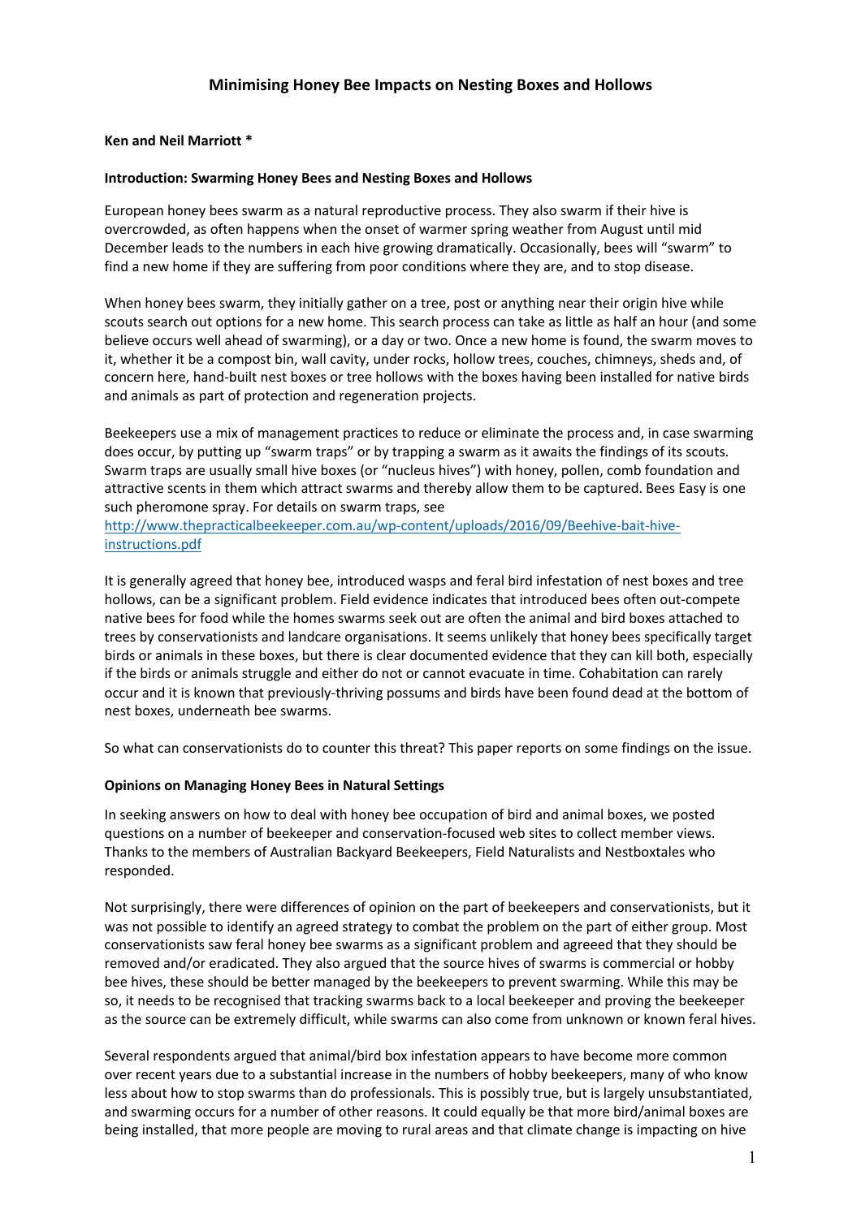# Minimising Honey Bee Impacts on Nesting Boxes and Hollows

**Ken and Neil Marriott ***

**Introduction: Swarming Honey Bees and Nesting Boxes and Hollows**

European honey bees swarm as a natural reproductive process. They also swarm if their hive is overcrowded, as often happens when the onset of warmer spring weather from August until mid December leads to the numbers in each hive growing dramatically. Occasionally, bees will "swarm" to find a new home if they are suffering from poor conditions where they are, and to stop disease.

When honey bees swarm, they initially gather on a tree, post or anything near their origin hive while scouts search out options for a new home. This search process can take as little as half an hour (and some believe occurs well ahead of swarming), or a day or two. Once a new home is found, the swarm moves to it, whether it be a compost bin, wall cavity, under rocks, hollow trees, couches, chimneys, sheds and, of concern here, hand-built nest boxes or tree hollows with the boxes having been installed for native birds and animals as part of protection and regeneration projects.

Beekeepers use a mix of management practices to reduce or eliminate the process and, in case swarming does occur, by putting up "swarm traps" or by trapping a swarm as it awaits the findings of its scouts. Swarm traps are usually small hive boxes (or "nucleus hives") with honey, pollen, comb foundation and attractive scents in them which attract swarms and thereby allow them to be captured. Bees Easy is one such pheromone spray. For details on swarm traps, see http://www.thepracticalbeekeeper.com.au/wp-content/uploads/2016/09/Beehive-bait-hive-instructions.pdf

It is generally agreed that honey bee, introduced wasps and feral bird infestation of nest boxes and tree hollows, can be a significant problem. Field evidence indicates that introduced bees often out-compete native bees for food while the homes swarms seek out are often the animal and bird boxes attached to trees by conservationists and landcare organisations. It seems unlikely that honey bees specifically target birds or animals in these boxes, but there is clear documented evidence that they can kill both, especially if the birds or animals struggle and either do not or cannot evacuate in time. Cohabitation can rarely occur and it is known that previously-thriving possums and birds have been found dead at the bottom of nest boxes, underneath bee swarms.

So what can conservationists do to counter this threat? This paper reports on some findings on the issue.

**Opinions on Managing Honey Bees in Natural Settings**

In seeking answers on how to deal with honey bee occupation of bird and animal boxes, we posted questions on a number of beekeeper and conservation-focused web sites to collect member views. Thanks to the members of Australian Backyard Beekeepers, Field Naturalists and Nestboxtales who responded.

Not surprisingly, there were differences of opinion on the part of beekeepers and conservationists, but it was not possible to identify an agreed strategy to combat the problem on the part of either group. Most conservationists saw feral honey bee swarms as a significant problem and agreeed that they should be removed and/or eradicated. They also argued that the source hives of swarms is commercial or hobby bee hives, these should be better managed by the beekeepers to prevent swarming. While this may be so, it needs to be recognised that tracking swarms back to a local beekeeper and proving the beekeeper as the source can be extremely difficult, while swarms can also come from unknown or known feral hives.

Several respondents argued that animal/bird box infestation appears to have become more common over recent years due to a substantial increase in the numbers of hobby beekeepers, many of who know less about how to stop swarms than do professionals. This is possibly true, but is largely unsubstantiated, and swarming occurs for a number of other reasons. It could equally be that more bird/animal boxes are being installed, that more people are moving to rural areas and that climate change is impacting on hive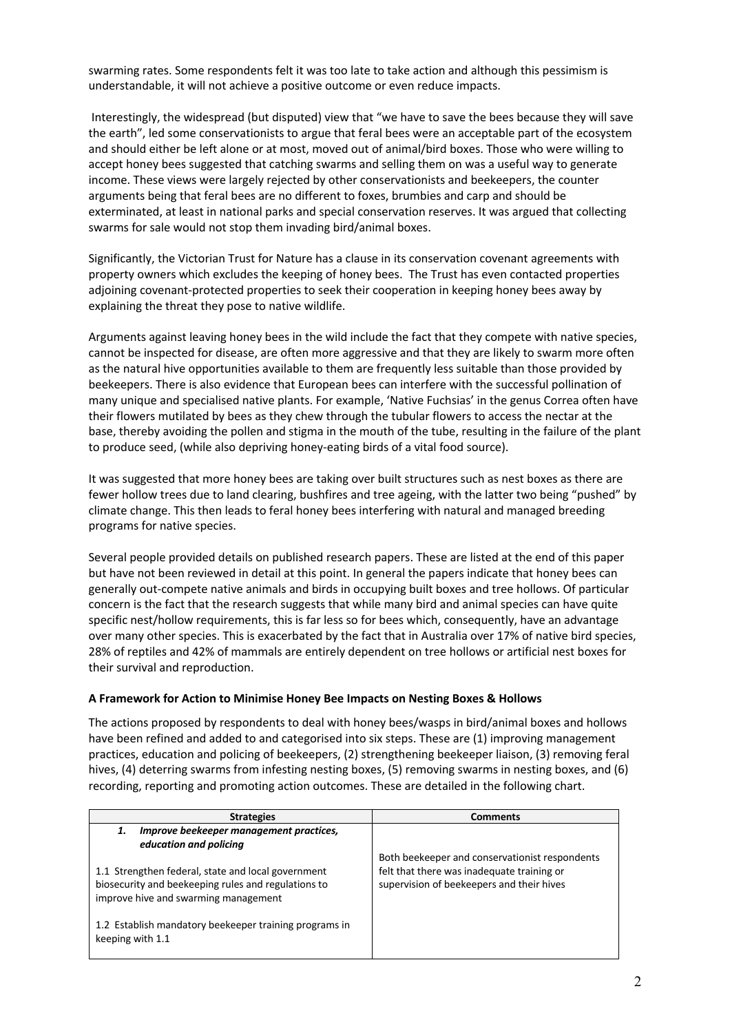swarming rates. Some respondents felt it was too late to take action and although this pessimism is understandable, it will not achieve a positive outcome or even reduce impacts.

Interestingly, the widespread (but disputed) view that "we have to save the bees because they will save the earth", led some conservationists to argue that feral bees were an acceptable part of the ecosystem and should either be left alone or at most, moved out of animal/bird boxes. Those who were willing to accept honey bees suggested that catching swarms and selling them on was a useful way to generate income. These views were largely rejected by other conservationists and beekeepers, the counter arguments being that feral bees are no different to foxes, brumbies and carp and should be exterminated, at least in national parks and special conservation reserves. It was argued that collecting swarms for sale would not stop them invading bird/animal boxes.

Significantly, the Victorian Trust for Nature has a clause in its conservation covenant agreements with property owners which excludes the keeping of honey bees. The Trust has even contacted properties adjoining covenant-protected properties to seek their cooperation in keeping honey bees away by explaining the threat they pose to native wildlife.

Arguments against leaving honey bees in the wild include the fact that they compete with native species, cannot be inspected for disease, are often more aggressive and that they are likely to swarm more often as the natural hive opportunities available to them are frequently less suitable than those provided by beekeepers. There is also evidence that European bees can interfere with the successful pollination of many unique and specialised native plants. For example, 'Native Fuchsias' in the genus Correa often have their flowers mutilated by bees as they chew through the tubular flowers to access the nectar at the base, thereby avoiding the pollen and stigma in the mouth of the tube, resulting in the failure of the plant to produce seed, (while also depriving honey-eating birds of a vital food source).

It was suggested that more honey bees are taking over built structures such as nest boxes as there are fewer hollow trees due to land clearing, bushfires and tree ageing, with the latter two being "pushed" by climate change. This then leads to feral honey bees interfering with natural and managed breeding programs for native species.

Several people provided details on published research papers. These are listed at the end of this paper but have not been reviewed in detail at this point. In general the papers indicate that honey bees can generally out-compete native animals and birds in occupying built boxes and tree hollows. Of particular concern is the fact that the research suggests that while many bird and animal species can have quite specific nest/hollow requirements, this is far less so for bees which, consequently, have an advantage over many other species. This is exacerbated by the fact that in Australia over 17% of native bird species, 28% of reptiles and 42% of mammals are entirely dependent on tree hollows or artificial nest boxes for their survival and reproduction.

**A Framework for Action to Minimise Honey Bee Impacts on Nesting Boxes & Hollows**

The actions proposed by respondents to deal with honey bees/wasps in bird/animal boxes and hollows have been refined and added to and categorised into six steps. These are (1) improving management practices, education and policing of beekeepers, (2) strengthening beekeeper liaison, (3) removing feral hives, (4) deterring swarms from infesting nesting boxes, (5) removing swarms in nesting boxes, and (6) recording, reporting and promoting action outcomes. These are detailed in the following chart.

| Strategies | Comments |
|---|---|
| ***1. Improve beekeeper management practices, education and policing*** | |
| 1.1 Strengthen federal, state and local government biosecurity and beekeeping rules and regulations to improve hive and swarming management | Both beekeeper and conservationist respondents felt that there was inadequate training or supervision of beekeepers and their hives |
| 1.2 Establish mandatory beekeeper training programs in keeping with 1.1 | |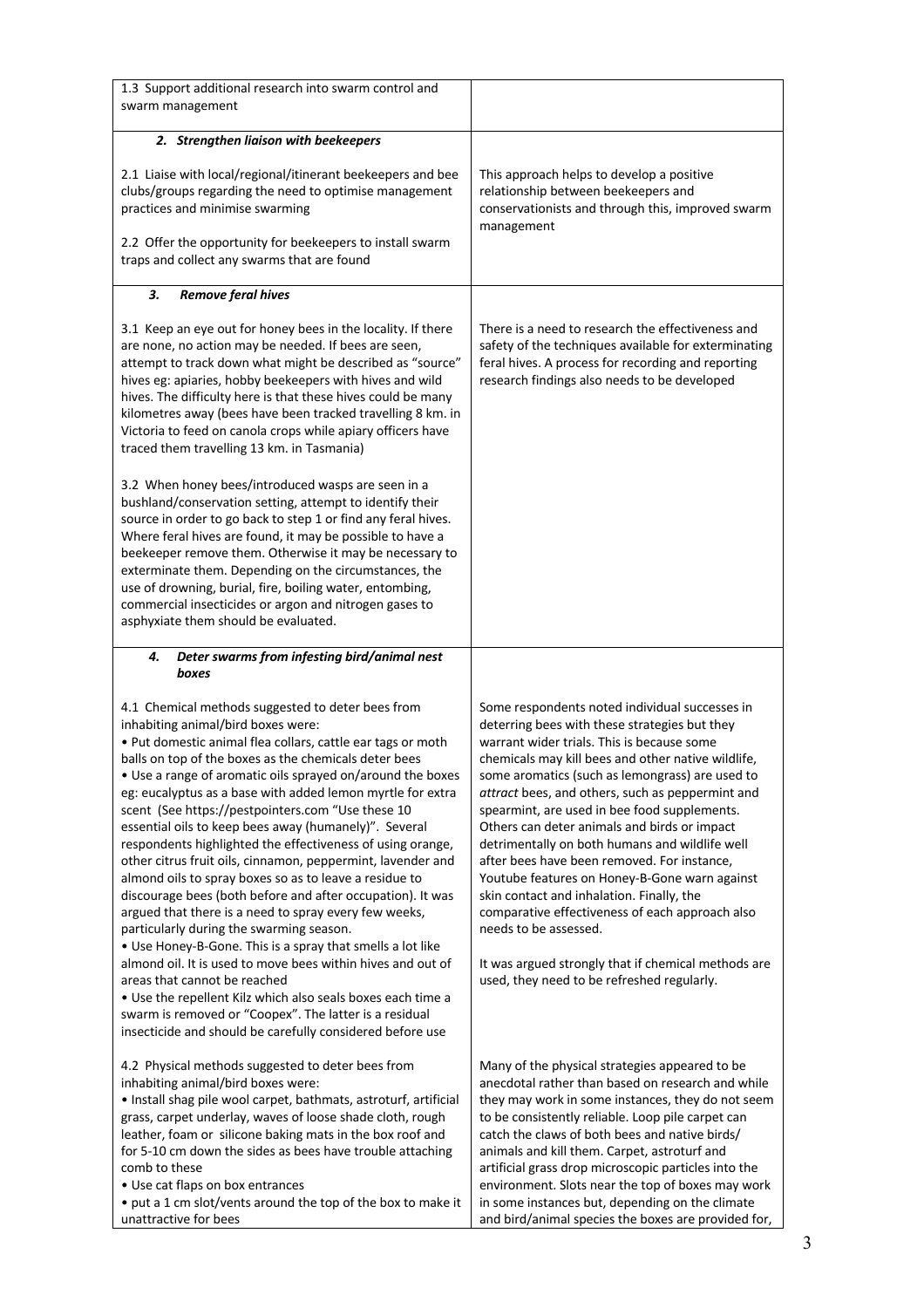| | |
|---|---|
| 1.3 Support additional research into swarm control and swarm management | |
| ***2. Strengthen liaison with beekeepers***<br><br>2.1 Liaise with local/regional/itinerant beekeepers and bee clubs/groups regarding the need to optimise management practices and minimise swarming<br><br>2.2 Offer the opportunity for beekeepers to install swarm traps and collect any swarms that are found | This approach helps to develop a positive relationship between beekeepers and conservationists and through this, improved swarm management |
| ***3. Remove feral hives***<br><br>3.1 Keep an eye out for honey bees in the locality. If there are none, no action may be needed. If bees are seen, attempt to track down what might be described as "source" hives eg: apiaries, hobby beekeepers with hives and wild hives. The difficulty here is that these hives could be many kilometres away (bees have been tracked travelling 8 km. in Victoria to feed on canola crops while apiary officers have traced them travelling 13 km. in Tasmania)<br><br>3.2 When honey bees/introduced wasps are seen in a bushland/conservation setting, attempt to identify their source in order to go back to step 1 or find any feral hives. Where feral hives are found, it may be possible to have a beekeeper remove them. Otherwise it may be necessary to exterminate them. Depending on the circumstances, the use of drowning, burial, fire, boiling water, entombing, commercial insecticides or argon and nitrogen gases to asphyxiate them should be evaluated. | There is a need to research the effectiveness and safety of the techniques available for exterminating feral hives. A process for recording and reporting research findings also needs to be developed |
| ***4. Deter swarms from infesting bird/animal nest boxes***<br><br>4.1 Chemical methods suggested to deter bees from inhabiting animal/bird boxes were:<br>• Put domestic animal flea collars, cattle ear tags or moth balls on top of the boxes as the chemicals deter bees<br>• Use a range of aromatic oils sprayed on/around the boxes eg: eucalyptus as a base with added lemon myrtle for extra scent (See https://pestpointers.com "Use these 10 essential oils to keep bees away (humanely)". Several respondents highlighted the effectiveness of using orange, other citrus fruit oils, cinnamon, peppermint, lavender and almond oils to spray boxes so as to leave a residue to discourage bees (both before and after occupation). It was argued that there is a need to spray every few weeks, particularly during the swarming season.<br>• Use Honey-B-Gone. This is a spray that smells a lot like almond oil. It is used to move bees within hives and out of areas that cannot be reached<br>• Use the repellent Kilz which also seals boxes each time a swarm is removed or "Coopex". The latter is a residual insecticide and should be carefully considered before use | Some respondents noted individual successes in deterring bees with these strategies but they warrant wider trials. This is because some chemicals may kill bees and other native wildlife, some aromatics (such as lemongrass) are used to *attract* bees, and others, such as peppermint and spearmint, are used in bee food supplements. Others can deter animals and birds or impact detrimentally on both humans and wildlife well after bees have been removed. For instance, Youtube features on Honey-B-Gone warn against skin contact and inhalation. Finally, the comparative effectiveness of each approach also needs to be assessed.<br><br>It was argued strongly that if chemical methods are used, they need to be refreshed regularly. |
| 4.2 Physical methods suggested to deter bees from inhabiting animal/bird boxes were:<br>• Install shag pile wool carpet, bathmats, astroturf, artificial grass, carpet underlay, waves of loose shade cloth, rough leather, foam or silicone baking mats in the box roof and for 5-10 cm down the sides as bees have trouble attaching comb to these<br>• Use cat flaps on box entrances<br>• put a 1 cm slot/vents around the top of the box to make it unattractive for bees | Many of the physical strategies appeared to be anecdotal rather than based on research and while they may work in some instances, they do not seem to be consistently reliable. Loop pile carpet can catch the claws of both bees and native birds/ animals and kill them. Carpet, astroturf and artificial grass drop microscopic particles into the environment. Slots near the top of boxes may work in some instances but, depending on the climate and bird/animal species the boxes are provided for, |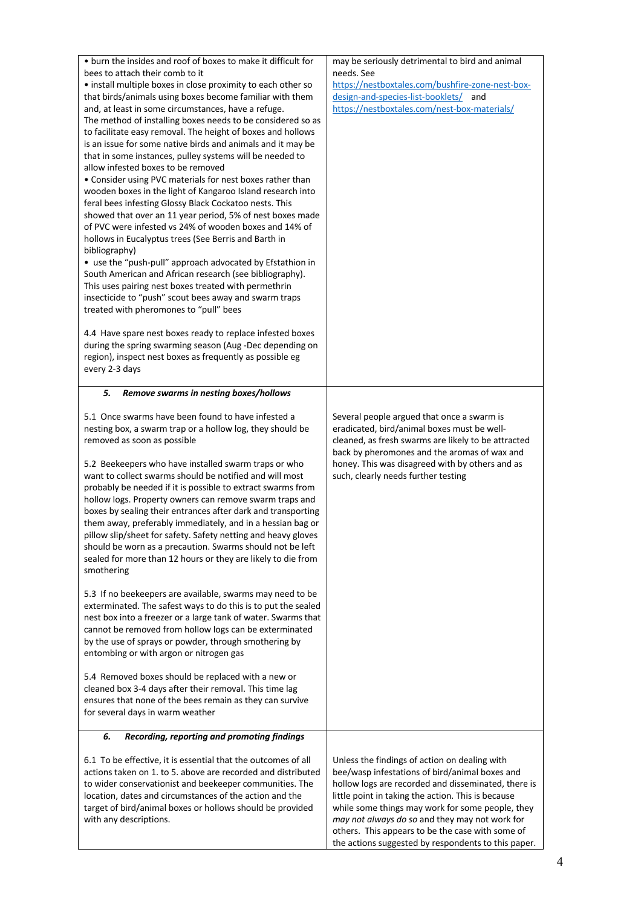| | |
|---|---|
| • burn the insides and roof of boxes to make it difficult for bees to attach their comb to it<br>• install multiple boxes in close proximity to each other so that birds/animals using boxes become familiar with them and, at least in some circumstances, have a refuge.<br>The method of installing boxes needs to be considered so as to facilitate easy removal. The height of boxes and hollows is an issue for some native birds and animals and it may be that in some instances, pulley systems will be needed to allow infested boxes to be removed<br>• Consider using PVC materials for nest boxes rather than wooden boxes in the light of Kangaroo Island research into feral bees infesting Glossy Black Cockatoo nests. This showed that over an 11 year period, 5% of nest boxes made of PVC were infested vs 24% of wooden boxes and 14% of hollows in Eucalyptus trees (See Berris and Barth in bibliography)<br>• use the "push-pull" approach advocated by Efstathion in South American and African research (see bibliography). This uses pairing nest boxes treated with permethrin insecticide to "push" scout bees away and swarm traps treated with pheromones to "pull" bees<br><br>4.4 Have spare nest boxes ready to replace infested boxes during the spring swarming season (Aug -Dec depending on region), inspect nest boxes as frequently as possible eg every 2-3 days | may be seriously detrimental to bird and animal needs. See [https://nestboxtales.com/bushfire-zone-nest-box-design-and-species-list-booklets/](https://nestboxtales.com/bushfire-zone-nest-box-design-and-species-list-booklets/) and [https://nestboxtales.com/nest-box-materials/](https://nestboxtales.com/nest-box-materials/) |
| ***5. Remove swarms in nesting boxes/hollows***<br><br>5.1 Once swarms have been found to have infested a nesting box, a swarm trap or a hollow log, they should be removed as soon as possible<br><br>5.2 Beekeepers who have installed swarm traps or who want to collect swarms should be notified and will most probably be needed if it is possible to extract swarms from hollow logs. Property owners can remove swarm traps and boxes by sealing their entrances after dark and transporting them away, preferably immediately, and in a hessian bag or pillow slip/sheet for safety. Safety netting and heavy gloves should be worn as a precaution. Swarms should not be left sealed for more than 12 hours or they are likely to die from smothering<br><br>5.3 If no beekeepers are available, swarms may need to be exterminated. The safest ways to do this is to put the sealed nest box into a freezer or a large tank of water. Swarms that cannot be removed from hollow logs can be exterminated by the use of sprays or powder, through smothering by entombing or with argon or nitrogen gas<br><br>5.4 Removed boxes should be replaced with a new or cleaned box 3-4 days after their removal. This time lag ensures that none of the bees remain as they can survive for several days in warm weather | Several people argued that once a swarm is eradicated, bird/animal boxes must be well-cleaned, as fresh swarms are likely to be attracted back by pheromones and the aromas of wax and honey. This was disagreed with by others and as such, clearly needs further testing |
| ***6. Recording, reporting and promoting findings***<br><br>6.1 To be effective, it is essential that the outcomes of all actions taken on 1. to 5. above are recorded and distributed to wider conservationist and beekeeper communities. The location, dates and circumstances of the action and the target of bird/animal boxes or hollows should be provided with any descriptions. | Unless the findings of action on dealing with bee/wasp infestations of bird/animal boxes and hollow logs are recorded and disseminated, there is little point in taking the action. This is because while some things may work for some people, they *may not always do so* and they may not work for others. This appears to be the case with some of the actions suggested by respondents to this paper. |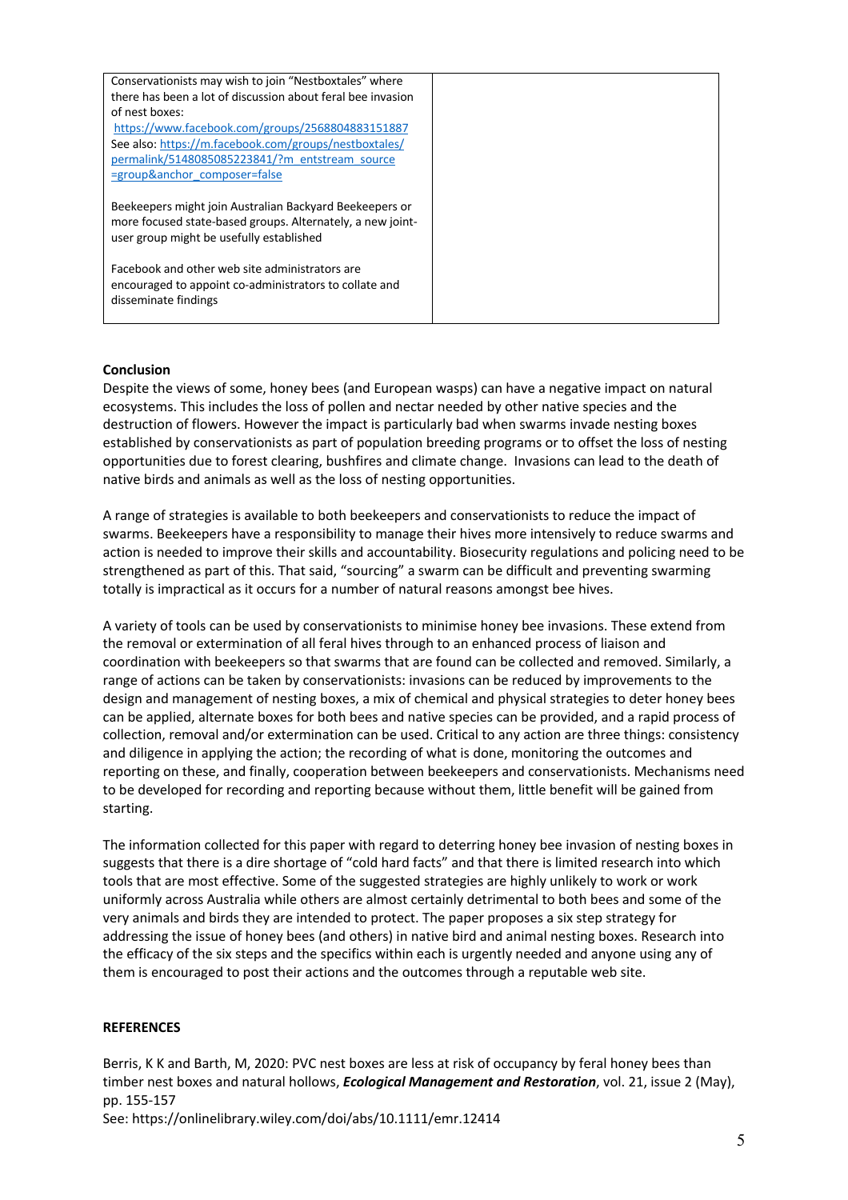| | |
|---|---|
| Conservationists may wish to join "Nestboxtales" where there has been a lot of discussion about feral bee invasion of nest boxes: https://www.facebook.com/groups/2568804883151887 See also: https://m.facebook.com/groups/nestboxtales/permalink/5148085085223841/?m_entstream_source=group&anchor_composer=false<br><br>Beekeepers might join Australian Backyard Beekeepers or more focused state-based groups. Alternately, a new joint-user group might be usefully established<br><br>Facebook and other web site administrators are encouraged to appoint co-administrators to collate and disseminate findings | |

**Conclusion**

Despite the views of some, honey bees (and European wasps) can have a negative impact on natural ecosystems. This includes the loss of pollen and nectar needed by other native species and the destruction of flowers. However the impact is particularly bad when swarms invade nesting boxes established by conservationists as part of population breeding programs or to offset the loss of nesting opportunities due to forest clearing, bushfires and climate change. Invasions can lead to the death of native birds and animals as well as the loss of nesting opportunities.

A range of strategies is available to both beekeepers and conservationists to reduce the impact of swarms. Beekeepers have a responsibility to manage their hives more intensively to reduce swarms and action is needed to improve their skills and accountability. Biosecurity regulations and policing need to be strengthened as part of this. That said, "sourcing" a swarm can be difficult and preventing swarming totally is impractical as it occurs for a number of natural reasons amongst bee hives.

A variety of tools can be used by conservationists to minimise honey bee invasions. These extend from the removal or extermination of all feral hives through to an enhanced process of liaison and coordination with beekeepers so that swarms that are found can be collected and removed. Similarly, a range of actions can be taken by conservationists: invasions can be reduced by improvements to the design and management of nesting boxes, a mix of chemical and physical strategies to deter honey bees can be applied, alternate boxes for both bees and native species can be provided, and a rapid process of collection, removal and/or extermination can be used. Critical to any action are three things: consistency and diligence in applying the action; the recording of what is done, monitoring the outcomes and reporting on these, and finally, cooperation between beekeepers and conservationists. Mechanisms need to be developed for recording and reporting because without them, little benefit will be gained from starting.

The information collected for this paper with regard to deterring honey bee invasion of nesting boxes in suggests that there is a dire shortage of "cold hard facts" and that there is limited research into which tools that are most effective. Some of the suggested strategies are highly unlikely to work or work uniformly across Australia while others are almost certainly detrimental to both bees and some of the very animals and birds they are intended to protect. The paper proposes a six step strategy for addressing the issue of honey bees (and others) in native bird and animal nesting boxes. Research into the efficacy of the six steps and the specifics within each is urgently needed and anyone using any of them is encouraged to post their actions and the outcomes through a reputable web site.

**REFERENCES**

Berris, K K and Barth, M, 2020: PVC nest boxes are less at risk of occupancy by feral honey bees than timber nest boxes and natural hollows, ***Ecological Management and Restoration***, vol. 21, issue 2 (May), pp. 155-157
See: https://onlinelibrary.wiley.com/doi/abs/10.1111/emr.12414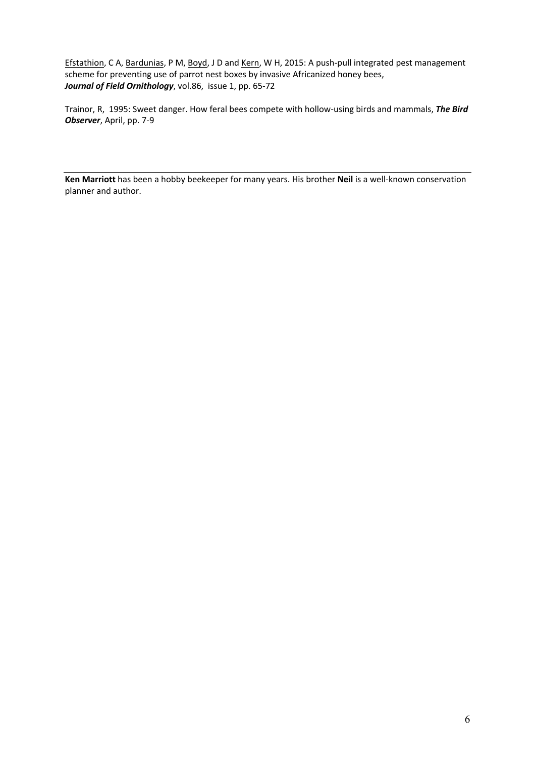Efstathion, C A, Bardunias, P M, Boyd, J D and Kern, W H, 2015: A push-pull integrated pest management scheme for preventing use of parrot nest boxes by invasive Africanized honey bees, ***Journal of Field Ornithology***, vol.86, issue 1, pp. 65-72

Trainor, R, 1995: Sweet danger. How feral bees compete with hollow-using birds and mammals, ***The Bird Observer***, April, pp. 7-9

---

**Ken Marriott** has been a hobby beekeeper for many years. His brother **Neil** is a well-known conservation planner and author.